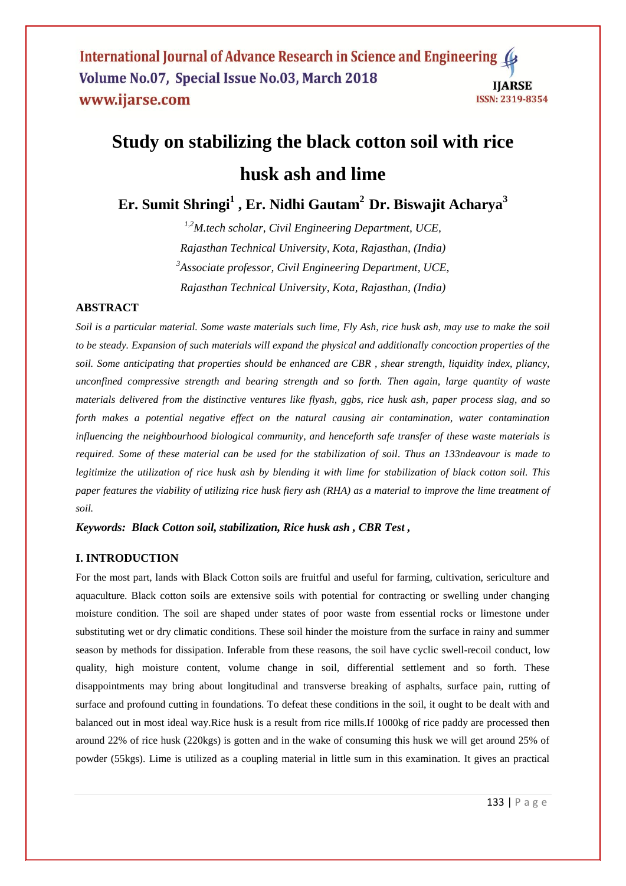# Study on stabilizing the black cotton soil with rice husk ash and lime

**Er. Sumit Shringi[1] , Er. Nidhi Gautam[2] Dr. Biswajit Acharya[3]**

*[1,2]M.tech scholar, Civil Engineering Department, UCE,*
*Rajasthan Technical University, Kota, Rajasthan, (India)*
*[3]Associate professor, Civil Engineering Department, UCE,*
*Rajasthan Technical University, Kota, Rajasthan, (India)*

## ABSTRACT

*Soil is a particular material. Some waste materials such lime, Fly Ash, rice husk ash, may use to make the soil to be steady. Expansion of such materials will expand the physical and additionally concoction properties of the soil. Some anticipating that properties should be enhanced are CBR , shear strength, liquidity index, pliancy, unconfined compressive strength and bearing strength and so forth. Then again, large quantity of waste materials delivered from the distinctive ventures like flyash, ggbs, rice husk ash, paper process slag, and so forth makes a potential negative effect on the natural causing air contamination, water contamination influencing the neighbourhood biological community, and henceforth safe transfer of these waste materials is required. Some of these material can be used for the stabilization of soil. Thus an 133ndeavour is made to legitimize the utilization of rice husk ash by blending it with lime for stabilization of black cotton soil. This paper features the viability of utilizing rice husk fiery ash (RHA) as a material to improve the lime treatment of soil.*

***Keywords:* *Black Cotton soil, stabilization, Rice husk ash , CBR Test ,***

## I. INTRODUCTION

For the most part, lands with Black Cotton soils are fruitful and useful for farming, cultivation, sericulture and aquaculture. Black cotton soils are extensive soils with potential for contracting or swelling under changing moisture condition. The soil are shaped under states of poor waste from essential rocks or limestone under substituting wet or dry climatic conditions. These soil hinder the moisture from the surface in rainy and summer season by methods for dissipation. Inferable from these reasons, the soil have cyclic swell-recoil conduct, low quality, high moisture content, volume change in soil, differential settlement and so forth. These disappointments may bring about longitudinal and transverse breaking of asphalts, surface pain, rutting of surface and profound cutting in foundations. To defeat these conditions in the soil, it ought to be dealt with and balanced out in most ideal way.Rice husk is a result from rice mills.If 1000kg of rice paddy are processed then around 22% of rice husk (220kgs) is gotten and in the wake of consuming this husk we will get around 25% of powder (55kgs). Lime is utilized as a coupling material in little sum in this examination. It gives an practical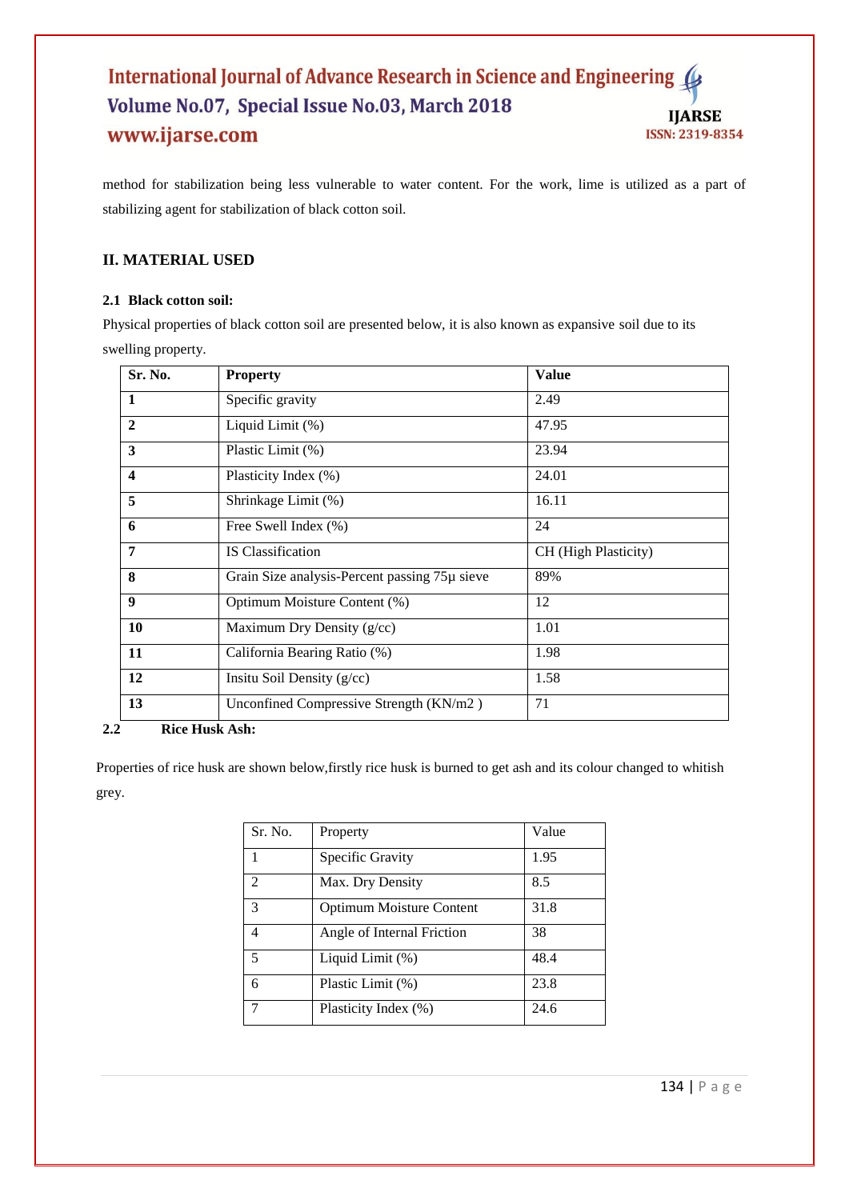method for stabilization being less vulnerable to water content. For the work, lime is utilized as a part of stabilizing agent for stabilization of black cotton soil.

## II. MATERIAL USED

### 2.1 Black cotton soil:

Physical properties of black cotton soil are presented below, it is also known as expansive soil due to its swelling property.

| Sr. No. | Property | Value |
|---|---|---|
| 1 | Specific gravity | 2.49 |
| 2 | Liquid Limit (%) | 47.95 |
| 3 | Plastic Limit (%) | 23.94 |
| 4 | Plasticity Index (%) | 24.01 |
| 5 | Shrinkage Limit (%) | 16.11 |
| 6 | Free Swell Index (%) | 24 |
| 7 | IS Classification | CH (High Plasticity) |
| 8 | Grain Size analysis-Percent passing 75µ sieve | 89% |
| 9 | Optimum Moisture Content (%) | 12 |
| 10 | Maximum Dry Density (g/cc) | 1.01 |
| 11 | California Bearing Ratio (%) | 1.98 |
| 12 | Insitu Soil Density (g/cc) | 1.58 |
| 13 | Unconfined Compressive Strength (KN/m2 ) | 71 |

### 2.2 Rice Husk Ash:

Properties of rice husk are shown below,firstly rice husk is burned to get ash and its colour changed to whitish grey.

| Sr. No. | Property | Value |
|---|---|---|
| 1 | Specific Gravity | 1.95 |
| 2 | Max. Dry Density | 8.5 |
| 3 | Optimum Moisture Content | 31.8 |
| 4 | Angle of Internal Friction | 38 |
| 5 | Liquid Limit (%) | 48.4 |
| 6 | Plastic Limit (%) | 23.8 |
| 7 | Plasticity Index (%) | 24.6 |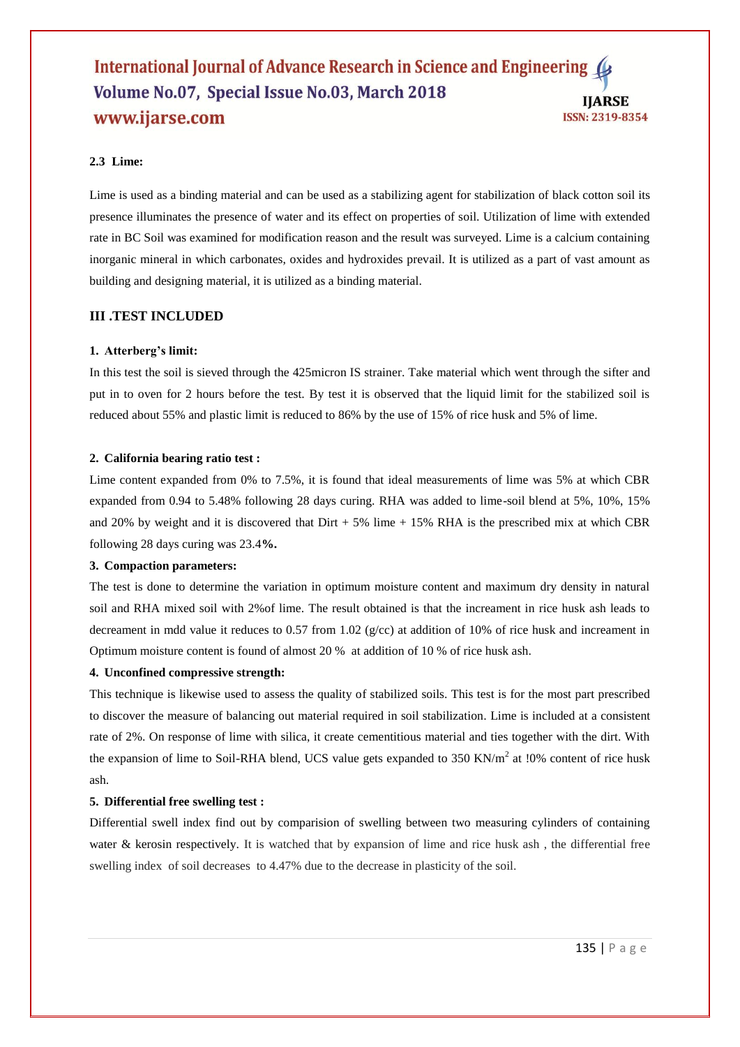**2.3 Lime:**

Lime is used as a binding material and can be used as a stabilizing agent for stabilization of black cotton soil its presence illuminates the presence of water and its effect on properties of soil. Utilization of lime with extended rate in BC Soil was examined for modification reason and the result was surveyed. Lime is a calcium containing inorganic mineral in which carbonates, oxides and hydroxides prevail. It is utilized as a part of vast amount as building and designing material, it is utilized as a binding material.

## III .TEST INCLUDED

**1. Atterberg's limit:**

In this test the soil is sieved through the 425micron IS strainer. Take material which went through the sifter and put in to oven for 2 hours before the test. By test it is observed that the liquid limit for the stabilized soil is reduced about 55% and plastic limit is reduced to 86% by the use of 15% of rice husk and 5% of lime.

**2. California bearing ratio test :**

Lime content expanded from 0% to 7.5%, it is found that ideal measurements of lime was 5% at which CBR expanded from 0.94 to 5.48% following 28 days curing. RHA was added to lime-soil blend at 5%, 10%, 15% and 20% by weight and it is discovered that Dirt + 5% lime + 15% RHA is the prescribed mix at which CBR following 28 days curing was 23.4**%.**

**3. Compaction parameters:**

The test is done to determine the variation in optimum moisture content and maximum dry density in natural soil and RHA mixed soil with 2%of lime. The result obtained is that the increament in rice husk ash leads to decreament in mdd value it reduces to 0.57 from 1.02 (g/cc) at addition of 10% of rice husk and increament in Optimum moisture content is found of almost 20 % at addition of 10 % of rice husk ash.

**4. Unconfined compressive strength:**

This technique is likewise used to assess the quality of stabilized soils. This test is for the most part prescribed to discover the measure of balancing out material required in soil stabilization. Lime is included at a consistent rate of 2%. On response of lime with silica, it create cementitious material and ties together with the dirt. With the expansion of lime to Soil-RHA blend, UCS value gets expanded to 350 $KN/m^2$ at !0% content of rice husk ash.

**5. Differential free swelling test :**

Differential swell index find out by comparision of swelling between two measuring cylinders of containing water & kerosin respectively. It is watched that by expansion of lime and rice husk ash , the differential free swelling index of soil decreases to 4.47% due to the decrease in plasticity of the soil.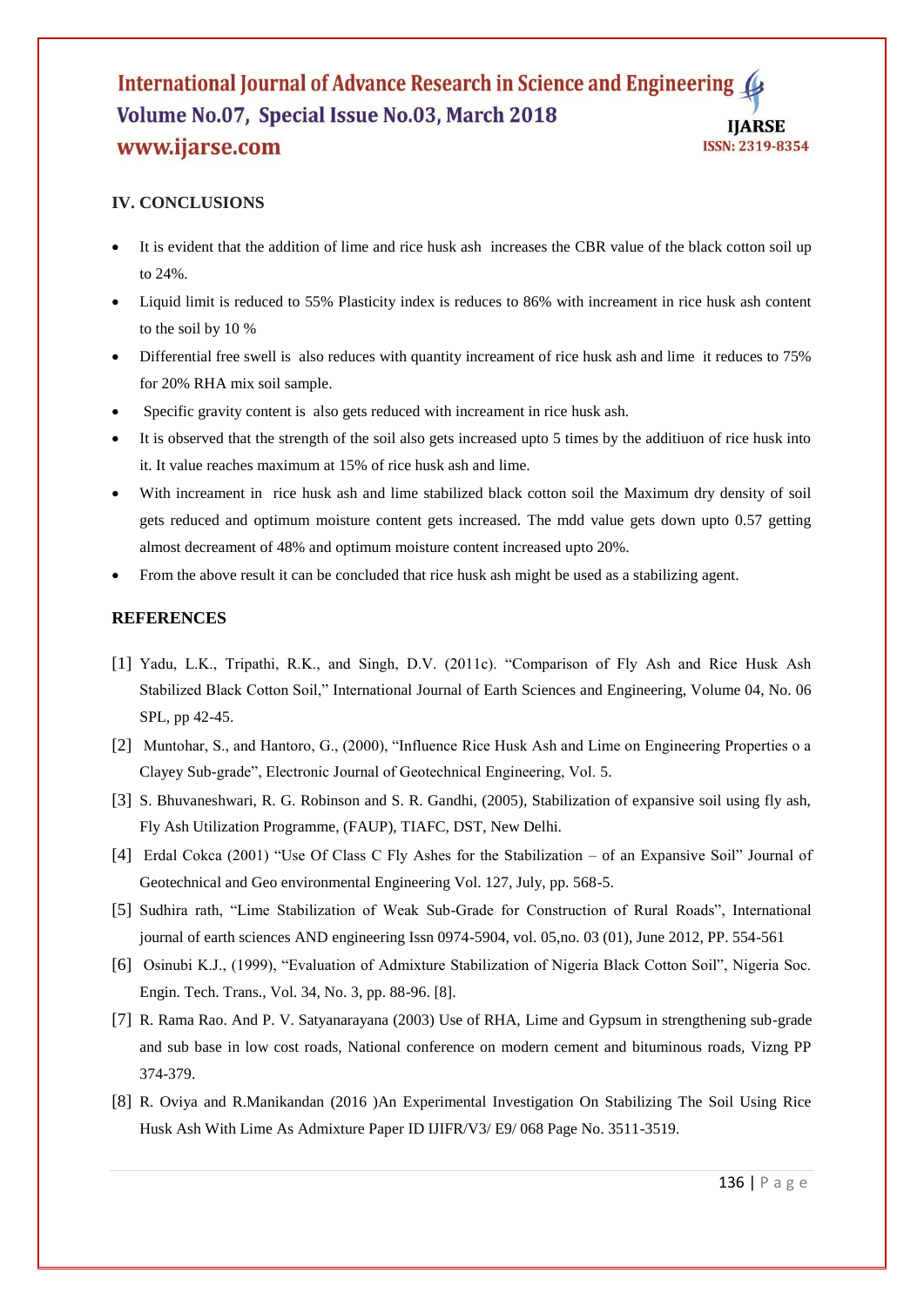## IV. CONCLUSIONS

- It is evident that the addition of lime and rice husk ash increases the CBR value of the black cotton soil up to 24%.
- Liquid limit is reduced to 55% Plasticity index is reduces to 86% with increament in rice husk ash content to the soil by 10 %
- Differential free swell is also reduces with quantity increament of rice husk ash and lime it reduces to 75% for 20% RHA mix soil sample.
- Specific gravity content is also gets reduced with increament in rice husk ash.
- It is observed that the strength of the soil also gets increased upto 5 times by the additiuon of rice husk into it. It value reaches maximum at 15% of rice husk ash and lime.
- With increament in rice husk ash and lime stabilized black cotton soil the Maximum dry density of soil gets reduced and optimum moisture content gets increased. The mdd value gets down upto 0.57 getting almost decreament of 48% and optimum moisture content increased upto 20%.
- From the above result it can be concluded that rice husk ash might be used as a stabilizing agent.

## REFERENCES

[1] Yadu, L.K., Tripathi, R.K., and Singh, D.V. (2011c). "Comparison of Fly Ash and Rice Husk Ash Stabilized Black Cotton Soil," International Journal of Earth Sciences and Engineering, Volume 04, No. 06 SPL, pp 42-45.

[2] Muntohar, S., and Hantoro, G., (2000), "Influence Rice Husk Ash and Lime on Engineering Properties o a Clayey Sub-grade", Electronic Journal of Geotechnical Engineering, Vol. 5.

[3] S. Bhuvaneshwari, R. G. Robinson and S. R. Gandhi, (2005), Stabilization of expansive soil using fly ash, Fly Ash Utilization Programme, (FAUP), TIAFC, DST, New Delhi.

[4] Erdal Cokca (2001) "Use Of Class C Fly Ashes for the Stabilization – of an Expansive Soil" Journal of Geotechnical and Geo environmental Engineering Vol. 127, July, pp. 568-5.

[5] Sudhira rath, "Lime Stabilization of Weak Sub-Grade for Construction of Rural Roads", International journal of earth sciences AND engineering Issn 0974-5904, vol. 05,no. 03 (01), June 2012, PP. 554-561

[6] Osinubi K.J., (1999), "Evaluation of Admixture Stabilization of Nigeria Black Cotton Soil", Nigeria Soc. Engin. Tech. Trans., Vol. 34, No. 3, pp. 88-96. [8].

[7] R. Rama Rao. And P. V. Satyanarayana (2003) Use of RHA, Lime and Gypsum in strengthening sub-grade and sub base in low cost roads, National conference on modern cement and bituminous roads, Vizng PP 374-379.

[8] R. Oviya and R.Manikandan (2016 )An Experimental Investigation On Stabilizing The Soil Using Rice Husk Ash With Lime As Admixture Paper ID IJIFR/V3/ E9/ 068 Page No. 3511-3519.